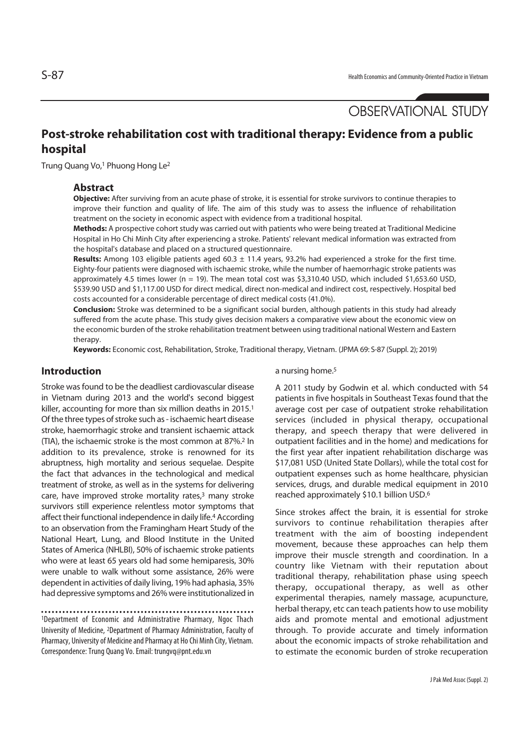OBSERVATIONAL STUDY

# Post-stroke rehabilitation cost with traditional therapy: Evidence from a public hospital

Trung Quang Vo,[1] Phuong Hong Le[2]

## Abstract

**Objective:** After surviving from an acute phase of stroke, it is essential for stroke survivors to continue therapies to improve their function and quality of life. The aim of this study was to assess the influence of rehabilitation treatment on the society in economic aspect with evidence from a traditional hospital.

**Methods:** A prospective cohort study was carried out with patients who were being treated at Traditional Medicine Hospital in Ho Chi Minh City after experiencing a stroke. Patients' relevant medical information was extracted from the hospital's database and placed on a structured questionnaire.

**Results:** Among 103 eligible patients aged 60.3 ± 11.4 years, 93.2% had experienced a stroke for the first time. Eighty-four patients were diagnosed with ischaemic stroke, while the number of haemorrhagic stroke patients was approximately 4.5 times lower (n = 19). The mean total cost was $3,310.40 USD, which included $1,653.60 USD, $539.90 USD and $1,117.00 USD for direct medical, direct non-medical and indirect cost, respectively. Hospital bed costs accounted for a considerable percentage of direct medical costs (41.0%).

**Conclusion:** Stroke was determined to be a significant social burden, although patients in this study had already suffered from the acute phase. This study gives decision makers a comparative view about the economic view on the economic burden of the stroke rehabilitation treatment between using traditional national Western and Eastern therapy.

**Keywords:** Economic cost, Rehabilitation, Stroke, Traditional therapy, Vietnam. (JPMA 69: S-87 (Suppl. 2); 2019)

## Introduction

Stroke was found to be the deadliest cardiovascular disease in Vietnam during 2013 and the world's second biggest killer, accounting for more than six million deaths in 2015.[1] Of the three types of stroke such as - ischaemic heart disease stroke, haemorrhagic stroke and transient ischaemic attack (TIA), the ischaemic stroke is the most common at 87%.[2] In addition to its prevalence, stroke is renowned for its abruptness, high mortality and serious sequelae. Despite the fact that advances in the technological and medical treatment of stroke, as well as in the systems for delivering care, have improved stroke mortality rates,[3] many stroke survivors still experience relentless motor symptoms that affect their functional independence in daily life.[4] According to an observation from the Framingham Heart Study of the National Heart, Lung, and Blood Institute in the United States of America (NHLBI), 50% of ischaemic stroke patients who were at least 65 years old had some hemiparesis, 30% were unable to walk without some assistance, 26% were dependent in activities of daily living, 19% had aphasia, 35% had depressive symptoms and 26% were institutionalized in a nursing home.[5]

A 2011 study by Godwin et al. which conducted with 54 patients in five hospitals in Southeast Texas found that the average cost per case of outpatient stroke rehabilitation services (included in physical therapy, occupational therapy, and speech therapy that were delivered in outpatient facilities and in the home) and medications for the first year after inpatient rehabilitation discharge was $17,081 USD (United State Dollars), while the total cost for outpatient expenses such as home healthcare, physician services, drugs, and durable medical equipment in 2010 reached approximately $10.1 billion USD.[6]

Since strokes affect the brain, it is essential for stroke survivors to continue rehabilitation therapies after treatment with the aim of boosting independent movement, because these approaches can help them improve their muscle strength and coordination. In a country like Vietnam with their reputation about traditional therapy, rehabilitation phase using speech therapy, occupational therapy, as well as other experimental therapies, namely massage, acupuncture, herbal therapy, etc can teach patients how to use mobility aids and promote mental and emotional adjustment through. To provide accurate and timely information about the economic impacts of stroke rehabilitation and to estimate the economic burden of stroke recuperation

[1]Department of Economic and Administrative Pharmacy, Ngoc Thach University of Medicine, [2]Department of Pharmacy Administration, Faculty of Pharmacy, University of Medicine and Pharmacy at Ho Chi Minh City, Vietnam.
Correspondence: Trung Quang Vo. Email: trungvq@pnt.edu.vn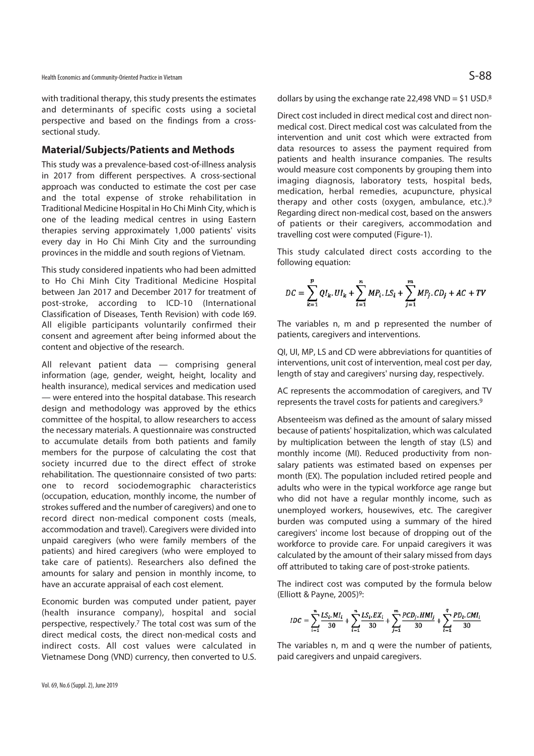with traditional therapy, this study presents the estimates and determinants of specific costs using a societal perspective and based on the findings from a cross-sectional study.

## Material/Subjects/Patients and Methods

This study was a prevalence-based cost-of-illness analysis in 2017 from different perspectives. A cross-sectional approach was conducted to estimate the cost per case and the total expense of stroke rehabilitation in Traditional Medicine Hospital in Ho Chi Minh City, which is one of the leading medical centres in using Eastern therapies serving approximately 1,000 patients' visits every day in Ho Chi Minh City and the surrounding provinces in the middle and south regions of Vietnam.

This study considered inpatients who had been admitted to Ho Chi Minh City Traditional Medicine Hospital between Jan 2017 and December 2017 for treatment of post-stroke, according to ICD-10 (International Classification of Diseases, Tenth Revision) with code I69. All eligible participants voluntarily confirmed their consent and agreement after being informed about the content and objective of the research.

All relevant patient data — comprising general information (age, gender, weight, height, locality and health insurance), medical services and medication used — were entered into the hospital database. This research design and methodology was approved by the ethics committee of the hospital, to allow researchers to access the necessary materials. A questionnaire was constructed to accumulate details from both patients and family members for the purpose of calculating the cost that society incurred due to the direct effect of stroke rehabilitation. The questionnaire consisted of two parts: one to record sociodemographic characteristics (occupation, education, monthly income, the number of strokes suffered and the number of caregivers) and one to record direct non-medical component costs (meals, accommodation and travel). Caregivers were divided into unpaid caregivers (who were family members of the patients) and hired caregivers (who were employed to take care of patients). Researchers also defined the amounts for salary and pension in monthly income, to have an accurate appraisal of each cost element.

Economic burden was computed under patient, payer (health insurance company), hospital and social perspective, respectively.[7] The total cost was sum of the direct medical costs, the direct non-medical costs and indirect costs. All cost values were calculated in Vietnamese Dong (VND) currency, then converted to U.S. dollars by using the exchange rate 22,498 VND = $1 USD.[8]

Direct cost included in direct medical cost and direct non-medical cost. Direct medical cost was calculated from the intervention and unit cost which were extracted from data resources to assess the payment required from patients and health insurance companies. The results would measure cost components by grouping them into imaging diagnosis, laboratory tests, hospital beds, medication, herbal remedies, acupuncture, physical therapy and other costs (oxygen, ambulance, etc.).[9] Regarding direct non-medical cost, based on the answers of patients or their caregivers, accommodation and travelling cost were computed (Figure-1).

This study calculated direct costs according to the following equation:

$$DC = \sum_{k=1}^{p} QI_k.UI_k + \sum_{i=1}^{n} MP_i.LS_i + \sum_{j=1}^{m} MP_j.CD_j + AC + TV$$

The variables n, m and p represented the number of patients, caregivers and interventions.

QI, UI, MP, LS and CD were abbreviations for quantities of interventions, unit cost of intervention, meal cost per day, length of stay and caregivers' nursing day, respectively.

AC represents the accommodation of caregivers, and TV represents the travel costs for patients and caregivers.[9]

Absenteeism was defined as the amount of salary missed because of patients' hospitalization, which was calculated by multiplication between the length of stay (LS) and monthly income (MI). Reduced productivity from non-salary patients was estimated based on expenses per month (EX). The population included retired people and adults who were in the typical workforce age range but who did not have a regular monthly income, such as unemployed workers, housewives, etc. The caregiver burden was computed using a summary of the hired caregivers' income lost because of dropping out of the workforce to provide care. For unpaid caregivers it was calculated by the amount of their salary missed from days off attributed to taking care of post-stroke patients.

The indirect cost was computed by the formula below (Elliott & Payne, 2005)[9]:

$$IDC = \sum_{i=1}^{n} \frac{LS_i.MI_i}{30} + \sum_{i=1}^{n} \frac{LS_i.EX_i}{30} + \sum_{j=1}^{m} \frac{PCD_j.HMI_j}{30} + \sum_{l=1}^{q} \frac{PD_l.CMI_l}{30}$$

The variables n, m and q were the number of patients, paid caregivers and unpaid caregivers.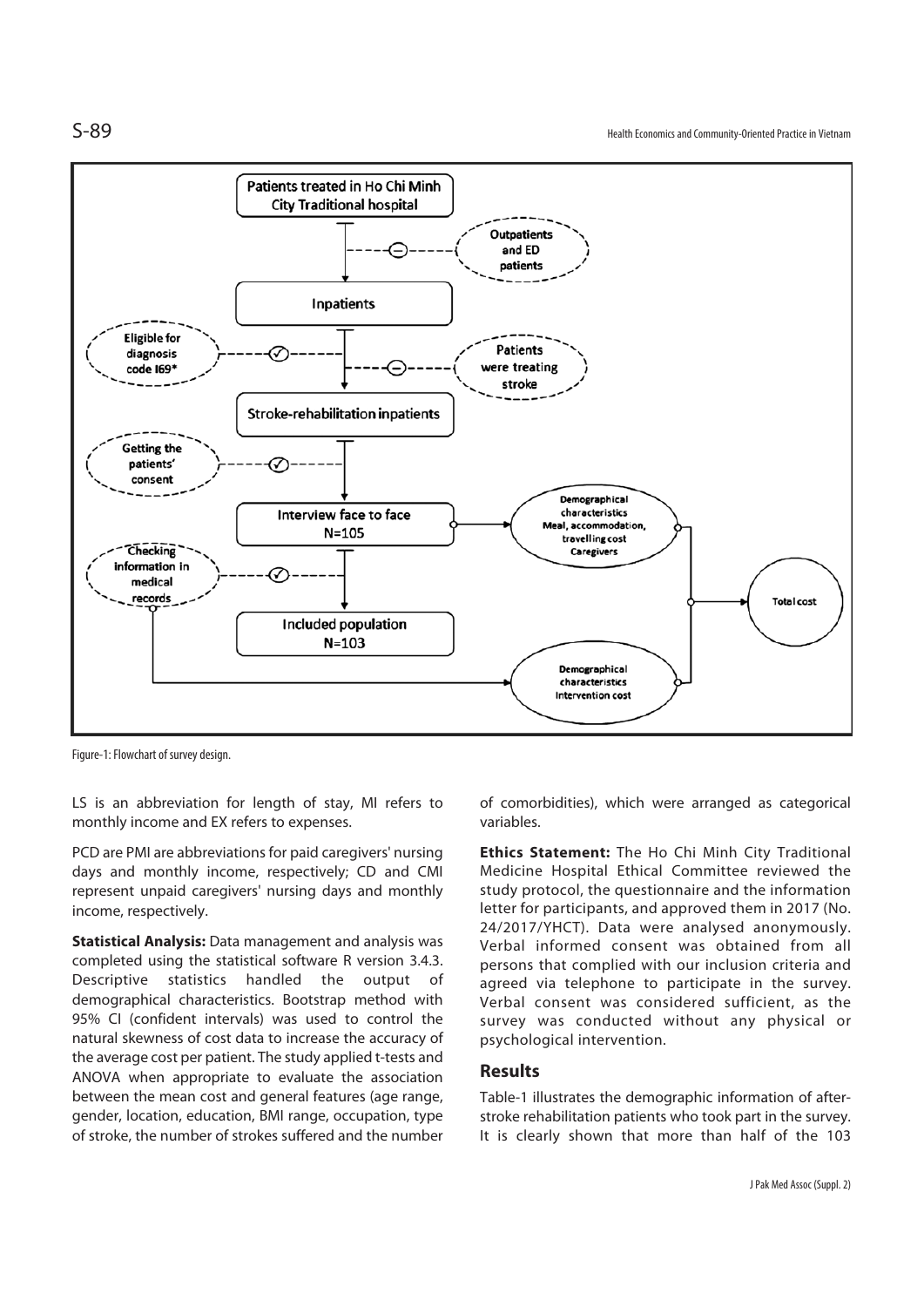Figure-1: Flowchart of survey design.

LS is an abbreviation for length of stay, MI refers to monthly income and EX refers to expenses.

PCD are PMI are abbreviations for paid caregivers' nursing days and monthly income, respectively; CD and CMI represent unpaid caregivers' nursing days and monthly income, respectively.

**Statistical Analysis:** Data management and analysis was completed using the statistical software R version 3.4.3. Descriptive statistics handled the output of demographical characteristics. Bootstrap method with 95% CI (confident intervals) was used to control the natural skewness of cost data to increase the accuracy of the average cost per patient. The study applied t-tests and ANOVA when appropriate to evaluate the association between the mean cost and general features (age range, gender, location, education, BMI range, occupation, type of stroke, the number of strokes suffered and the number of comorbidities), which were arranged as categorical variables.

**Ethics Statement:** The Ho Chi Minh City Traditional Medicine Hospital Ethical Committee reviewed the study protocol, the questionnaire and the information letter for participants, and approved them in 2017 (No. 24/2017/YHCT). Data were analysed anonymously. Verbal informed consent was obtained from all persons that complied with our inclusion criteria and agreed via telephone to participate in the survey. Verbal consent was considered sufficient, as the survey was conducted without any physical or psychological intervention.

## Results

Table-1 illustrates the demographic information of after-stroke rehabilitation patients who took part in the survey. It is clearly shown that more than half of the 103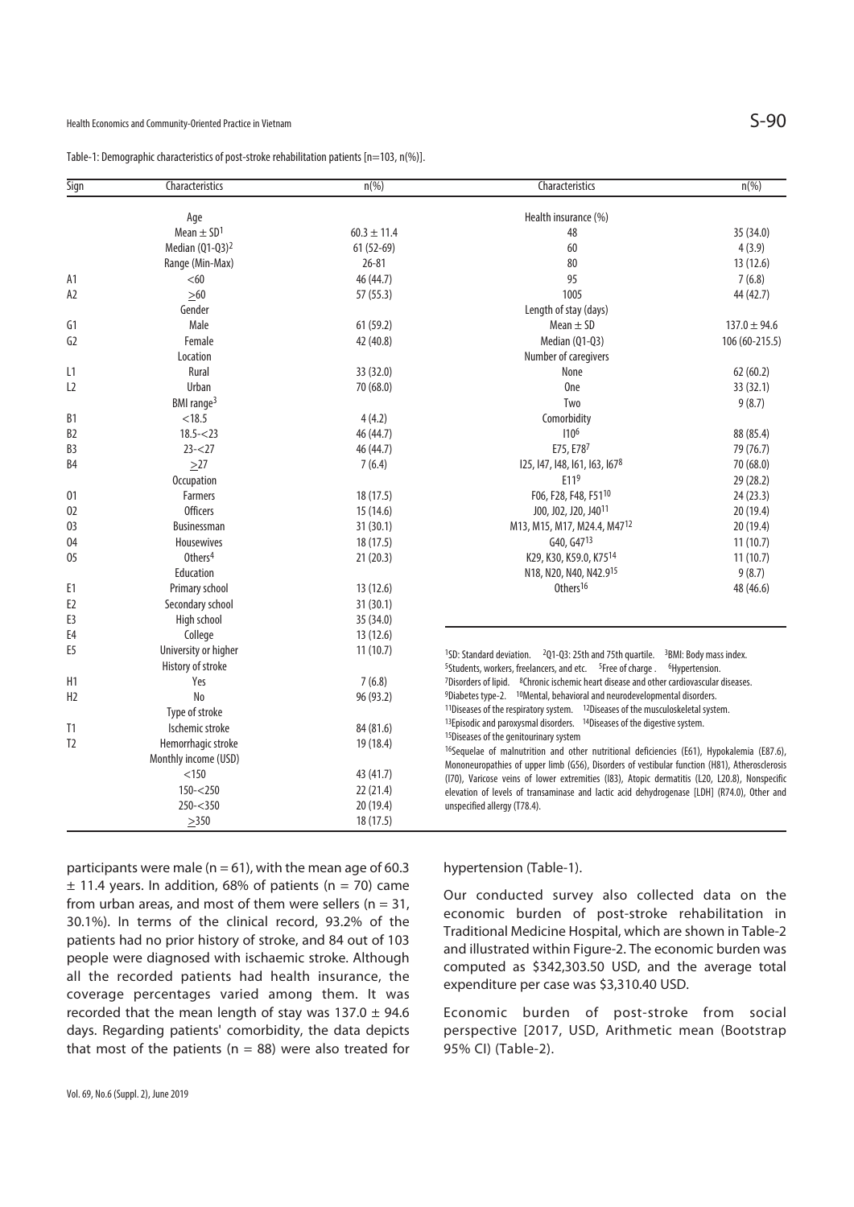Table-1: Demographic characteristics of post-stroke rehabilitation patients [n=103, n(%)].

| Sign | Characteristics | n(%) | Characteristics | n(%) |
|---|---|---|---|---|
| | Age | | Health insurance (%) | |
| | Mean ± SD[1] | 60.3 ± 11.4 | 48 | 35 (34.0) |
| | Median (Q1-Q3)[2] | 61 (52-69) | 60 | 4 (3.9) |
| | Range (Min-Max) | 26-81 | 80 | 13 (12.6) |
| A1 | <60 | 46 (44.7) | 95 | 7 (6.8) |
| A2 | ≥60 | 57 (55.3) | 100[5] | 44 (42.7) |
| | Gender | | Length of stay (days) | |
| G1 | Male | 61 (59.2) | Mean ± SD | 137.0 ± 94.6 |
| G2 | Female | 42 (40.8) | Median (Q1-Q3) | 106 (60-215.5) |
| | Location | | Number of caregivers | |
| L1 | Rural | 33 (32.0) | None | 62 (60.2) |
| L2 | Urban | 70 (68.0) | One | 33 (32.1) |
| | BMI range[3] | | Two | 9 (8.7) |
| B1 | <18.5 | 4 (4.2) | Comorbidity | |
| B2 | 18.5-<23 | 46 (44.7) | I10[6] | 88 (85.4) |
| B3 | 23-<27 | 46 (44.7) | E75, E78[7] | 79 (76.7) |
| B4 | ≥27 | 7 (6.4) | I25, I47, I48, I61, I63, I67[8] | 70 (68.0) |
| | Occupation | | E11[9] | 29 (28.2) |
| O1 | Farmers | 18 (17.5) | F06, F28, F48, F51[10] | 24 (23.3) |
| O2 | Officers | 15 (14.6) | J00, J02, J20, J40[11] | 20 (19.4) |
| O3 | Businessman | 31 (30.1) | M13, M15, M17, M24.4, M47[12] | 20 (19.4) |
| O4 | Housewives | 18 (17.5) | G40, G47[13] | 11 (10.7) |
| O5 | Others[4] | 21 (20.3) | K29, K30, K59.0, K75[14] | 11 (10.7) |
| | Education | | N18, N20, N40, N42.9[15] | 9 (8.7) |
| E1 | Primary school | 13 (12.6) | Others[16] | 48 (46.6) |
| E2 | Secondary school | 31 (30.1) | | |
| E3 | High school | 35 (34.0) | | |
| E4 | College | 13 (12.6) | | |
| E5 | University or higher | 11 (10.7) | | |
| | History of stroke | | | |
| H1 | Yes | 7 (6.8) | | |
| H2 | No | 96 (93.2) | | |
| | Type of stroke | | | |
| T1 | Ischemic stroke | 84 (81.6) | | |
| T2 | Hemorrhagic stroke | 19 (18.4) | | |
| | Monthly income (USD) | | | |
| | <150 | 43 (41.7) | | |
| | 150-<250 | 22 (21.4) | | |
| | 250-<350 | 20 (19.4) | | |
| | ≥350 | 18 (17.5) | | |

[1]SD: Standard deviation. [2]Q1-Q3: 25th and 75th quartile. [3]BMI: Body mass index. [5]Students, workers, freelancers, and etc. [5]Free of charge . [6]Hypertension. [7]Disorders of lipid. [8]Chronic ischemic heart disease and other cardiovascular diseases. [9]Diabetes type-2. [10]Mental, behavioral and neurodevelopmental disorders. [11]Diseases of the respiratory system. [12]Diseases of the musculoskeletal system. [13]Episodic and paroxysmal disorders. [14]Diseases of the digestive system. [15]Diseases of the genitourinary system [16]Sequelae of malnutrition and other nutritional deficiencies (E61), Hypokalemia (E87.6), Mononeuropathies of upper limb (G56), Disorders of vestibular function (H81), Atherosclerosis (I70), Varicose veins of lower extremities (I83), Atopic dermatitis (L20, L20.8), Nonspecific elevation of levels of transaminase and lactic acid dehydrogenase [LDH] (R74.0), Other and unspecified allergy (T78.4).

participants were male (n = 61), with the mean age of 60.3 ± 11.4 years. In addition, 68% of patients (n = 70) came from urban areas, and most of them were sellers (n = 31, 30.1%). In terms of the clinical record, 93.2% of the patients had no prior history of stroke, and 84 out of 103 people were diagnosed with ischaemic stroke. Although all the recorded patients had health insurance, the coverage percentages varied among them. It was recorded that the mean length of stay was 137.0 ± 94.6 days. Regarding patients' comorbidity, the data depicts that most of the patients (n = 88) were also treated for hypertension (Table-1).

Our conducted survey also collected data on the economic burden of post-stroke rehabilitation in Traditional Medicine Hospital, which are shown in Table-2 and illustrated within Figure-2. The economic burden was computed as $342,303.50 USD, and the average total expenditure per case was $3,310.40 USD.

Economic burden of post-stroke from social perspective [2017, USD, Arithmetic mean (Bootstrap 95% CI) (Table-2).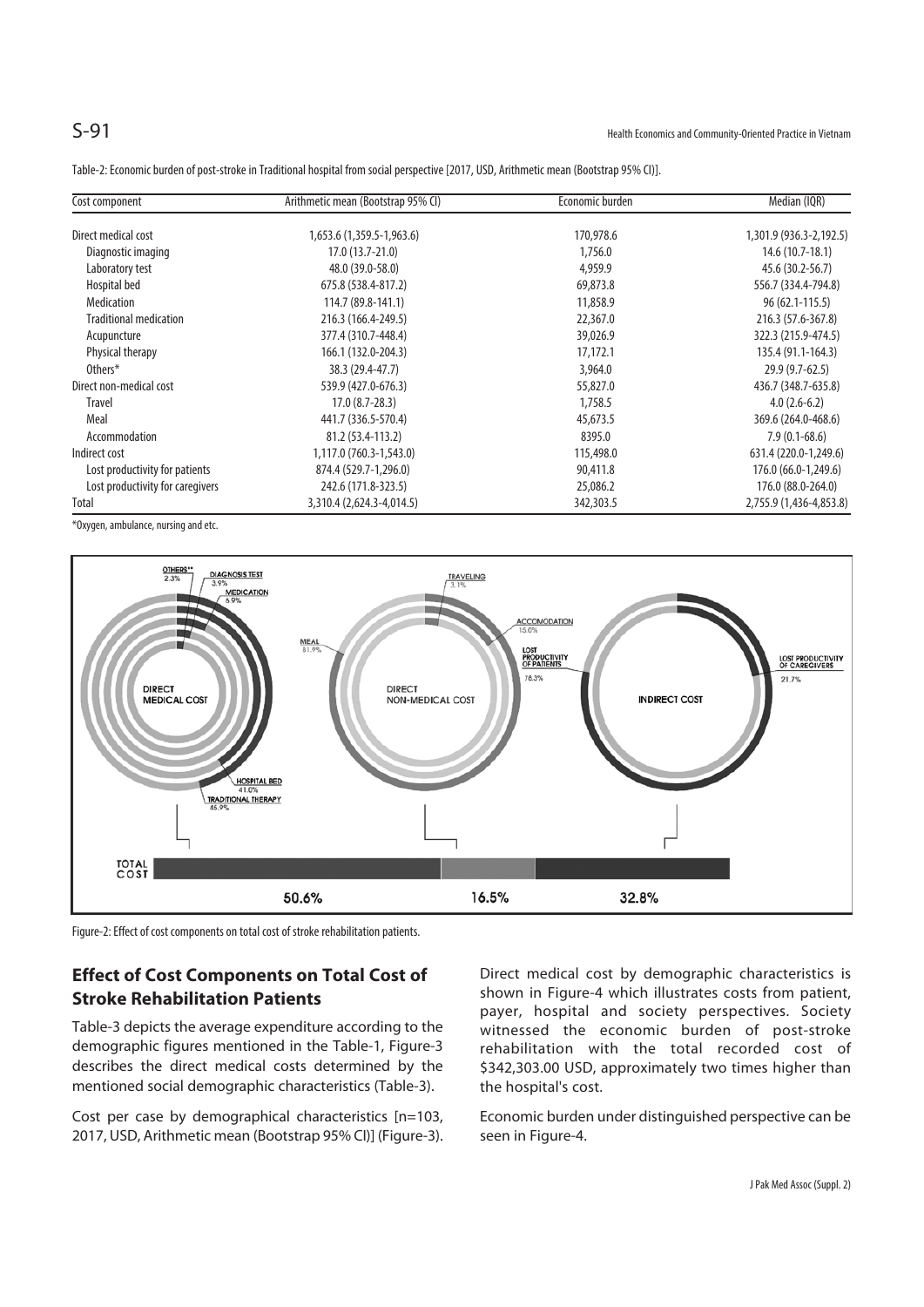Table-2: Economic burden of post-stroke in Traditional hospital from social perspective [2017, USD, Arithmetic mean (Bootstrap 95% CI)].

| Cost component | Arithmetic mean (Bootstrap 95% CI) | Economic burden | Median (IQR) |
|---|---|---|---|
| Direct medical cost | 1,653.6 (1,359.5-1,963.6) | 170,978.6 | 1,301.9 (936.3-2,192.5) |
| Diagnostic imaging | 17.0 (13.7-21.0) | 1,756.0 | 14.6 (10.7-18.1) |
| Laboratory test | 48.0 (39.0-58.0) | 4,959.9 | 45.6 (30.2-56.7) |
| Hospital bed | 675.8 (538.4-817.2) | 69,873.8 | 556.7 (334.4-794.8) |
| Medication | 114.7 (89.8-141.1) | 11,858.9 | 96 (62.1-115.5) |
| Traditional medication | 216.3 (166.4-249.5) | 22,367.0 | 216.3 (57.6-367.8) |
| Acupuncture | 377.4 (310.7-448.4) | 39,026.9 | 322.3 (215.9-474.5) |
| Physical therapy | 166.1 (132.0-204.3) | 17,172.1 | 135.4 (91.1-164.3) |
| Others* | 38.3 (29.4-47.7) | 3,964.0 | 29.9 (9.7-62.5) |
| Direct non-medical cost | 539.9 (427.0-676.3) | 55,827.0 | 436.7 (348.7-635.8) |
| Travel | 17.0 (8.7-28.3) | 1,758.5 | 4.0 (2.6-6.2) |
| Meal | 441.7 (336.5-570.4) | 45,673.5 | 369.6 (264.0-468.6) |
| Accommodation | 81.2 (53.4-113.2) | 8395.0 | 7.9 (0.1-68.6) |
| Indirect cost | 1,117.0 (760.3-1,543.0) | 115,498.0 | 631.4 (220.0-1,249.6) |
| Lost productivity for patients | 874.4 (529.7-1,296.0) | 90,411.8 | 176.0 (66.0-1,249.6) |
| Lost productivity for caregivers | 242.6 (171.8-323.5) | 25,086.2 | 176.0 (88.0-264.0) |
| Total | 3,310.4 (2,624.3-4,014.5) | 342,303.5 | 2,755.9 (1,436-4,853.8) |

*Oxygen, ambulance, nursing and etc.

Figure-2: Effect of cost components on total cost of stroke rehabilitation patients.

## Effect of Cost Components on Total Cost of Stroke Rehabilitation Patients

Table-3 depicts the average expenditure according to the demographic figures mentioned in the Table-1, Figure-3 describes the direct medical costs determined by the mentioned social demographic characteristics (Table-3).

Cost per case by demographical characteristics [n=103, 2017, USD, Arithmetic mean (Bootstrap 95% CI)] (Figure-3). Direct medical cost by demographic characteristics is shown in Figure-4 which illustrates costs from patient, payer, hospital and society perspectives. Society witnessed the economic burden of post-stroke rehabilitation with the total recorded cost of $342,303.00 USD, approximately two times higher than the hospital's cost.

Economic burden under distinguished perspective can be seen in Figure-4.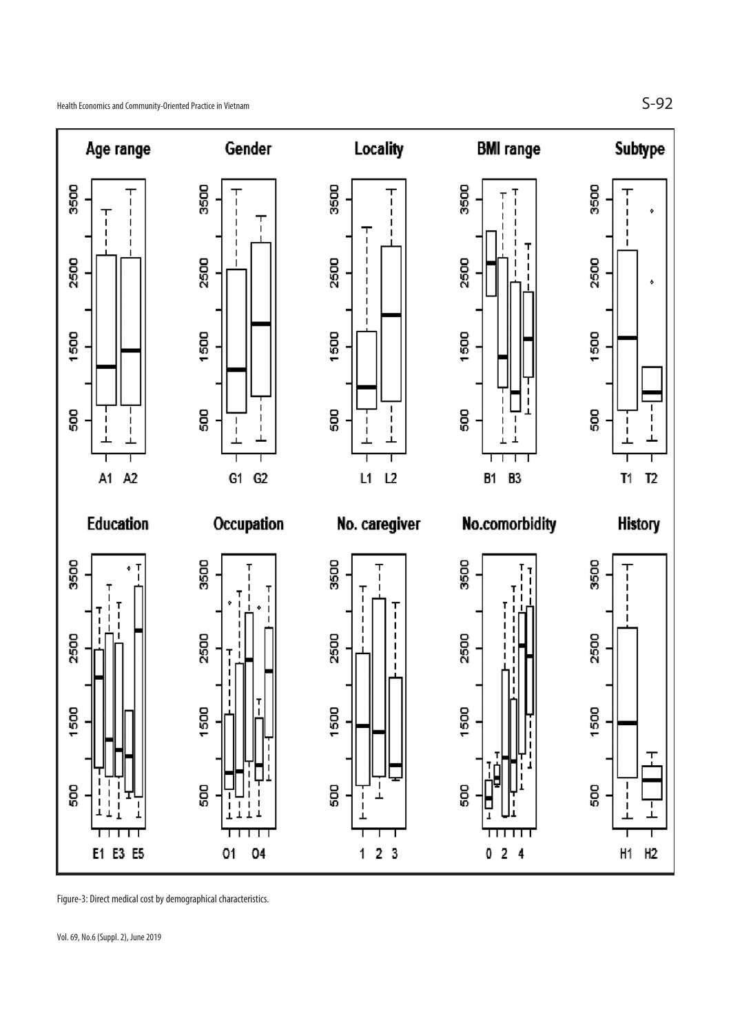Figure-3: Direct medical cost by demographical characteristics.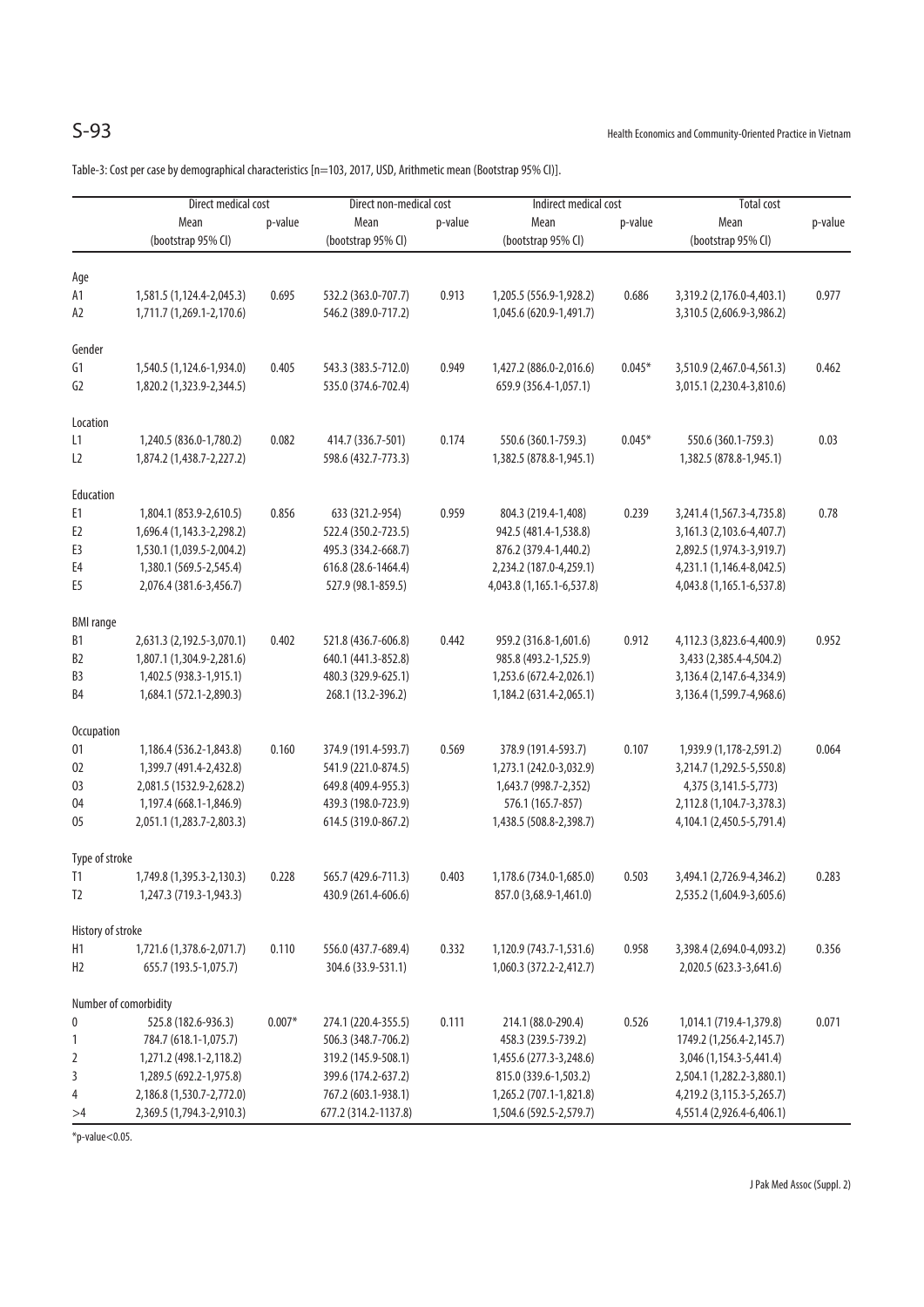Table-3: Cost per case by demographical characteristics [n=103, 2017, USD, Arithmetic mean (Bootstrap 95% CI)].

| | Direct medical cost | | Direct non-medical cost | | Indirect medical cost | | Total cost | |
|---|---|---|---|---|---|---|---|---|
| | Mean (bootstrap 95% CI) | p-value | Mean (bootstrap 95% CI) | p-value | Mean (bootstrap 95% CI) | p-value | Mean (bootstrap 95% CI) | p-value |
| Age | | | | | | | | |
| A1 | 1,581.5 (1,124.4-2,045.3) | 0.695 | 532.2 (363.0-707.7) | 0.913 | 1,205.5 (556.9-1,928.2) | 0.686 | 3,319.2 (2,176.0-4,403.1) | 0.977 |
| A2 | 1,711.7 (1,269.1-2,170.6) | | 546.2 (389.0-717.2) | | 1,045.6 (620.9-1,491.7) | | 3,310.5 (2,606.9-3,986.2) | |
| Gender | | | | | | | | |
| G1 | 1,540.5 (1,124.6-1,934.0) | 0.405 | 543.3 (383.5-712.0) | 0.949 | 1,427.2 (886.0-2,016.6) | 0.045* | 3,510.9 (2,467.0-4,561.3) | 0.462 |
| G2 | 1,820.2 (1,323.9-2,344.5) | | 535.0 (374.6-702.4) | | 659.9 (356.4-1,057.1) | | 3,015.1 (2,230.4-3,810.6) | |
| Location | | | | | | | | |
| L1 | 1,240.5 (836.0-1,780.2) | 0.082 | 414.7 (336.7-501) | 0.174 | 550.6 (360.1-759.3) | 0.045* | 550.6 (360.1-759.3) | 0.03 |
| L2 | 1,874.2 (1,438.7-2,227.2) | | 598.6 (432.7-773.3) | | 1,382.5 (878.8-1,945.1) | | 1,382.5 (878.8-1,945.1) | |
| Education | | | | | | | | |
| E1 | 1,804.1 (853.9-2,610.5) | 0.856 | 633 (321.2-954) | 0.959 | 804.3 (219.4-1,408) | 0.239 | 3,241.4 (1,567.3-4,735.8) | 0.78 |
| E2 | 1,696.4 (1,143.3-2,298.2) | | 522.4 (350.2-723.5) | | 942.5 (481.4-1,538.8) | | 3,161.3 (2,103.6-4,407.7) | |
| E3 | 1,530.1 (1,039.5-2,004.2) | | 495.3 (334.2-668.7) | | 876.2 (379.4-1,440.2) | | 2,892.5 (1,974.3-3,919.7) | |
| E4 | 1,380.1 (569.5-2,545.4) | | 616.8 (28.6-1464.4) | | 2,234.2 (187.0-4,259.1) | | 4,231.1 (1,146.4-8,042.5) | |
| E5 | 2,076.4 (381.6-3,456.7) | | 527.9 (98.1-859.5) | | 4,043.8 (1,165.1-6,537.8) | | 4,043.8 (1,165.1-6,537.8) | |
| BMI range | | | | | | | | |
| B1 | 2,631.3 (2,192.5-3,070.1) | 0.402 | 521.8 (436.7-606.8) | 0.442 | 959.2 (316.8-1,601.6) | 0.912 | 4,112.3 (3,823.6-4,400.9) | 0.952 |
| B2 | 1,807.1 (1,304.9-2,281.6) | | 640.1 (441.3-852.8) | | 985.8 (493.2-1,525.9) | | 3,433 (2,385.4-4,504.2) | |
| B3 | 1,402.5 (938.3-1,915.1) | | 480.3 (329.9-625.1) | | 1,253.6 (672.4-2,026.1) | | 3,136.4 (2,147.6-4,334.9) | |
| B4 | 1,684.1 (572.1-2,890.3) | | 268.1 (13.2-396.2) | | 1,184.2 (631.4-2,065.1) | | 3,136.4 (1,599.7-4,968.6) | |
| Occupation | | | | | | | | |
| O1 | 1,186.4 (536.2-1,843.8) | 0.160 | 374.9 (191.4-593.7) | 0.569 | 378.9 (191.4-593.7) | 0.107 | 1,939.9 (1,178-2,591.2) | 0.064 |
| O2 | 1,399.7 (491.4-2,432.8) | | 541.9 (221.0-874.5) | | 1,273.1 (242.0-3,032.9) | | 3,214.7 (1,292.5-5,550.8) | |
| O3 | 2,081.5 (1532.9-2,628.2) | | 649.8 (409.4-955.3) | | 1,643.7 (998.7-2,352) | | 4,375 (3,141.5-5,773) | |
| O4 | 1,197.4 (668.1-1,846.9) | | 439.3 (198.0-723.9) | | 576.1 (165.7-857) | | 2,112.8 (1,104.7-3,378.3) | |
| O5 | 2,051.1 (1,283.7-2,803.3) | | 614.5 (319.0-867.2) | | 1,438.5 (508.8-2,398.7) | | 4,104.1 (2,450.5-5,791.4) | |
| Type of stroke | | | | | | | | |
| T1 | 1,749.8 (1,395.3-2,130.3) | 0.228 | 565.7 (429.6-711.3) | 0.403 | 1,178.6 (734.0-1,685.0) | 0.503 | 3,494.1 (2,726.9-4,346.2) | 0.283 |
| T2 | 1,247.3 (719.3-1,943.3) | | 430.9 (261.4-606.6) | | 857.0 (3,68.9-1,461.0) | | 2,535.2 (1,604.9-3,605.6) | |
| History of stroke | | | | | | | | |
| H1 | 1,721.6 (1,378.6-2,071.7) | 0.110 | 556.0 (437.7-689.4) | 0.332 | 1,120.9 (743.7-1,531.6) | 0.958 | 3,398.4 (2,694.0-4,093.2) | 0.356 |
| H2 | 655.7 (193.5-1,075.7) | | 304.6 (33.9-531.1) | | 1,060.3 (372.2-2,412.7) | | 2,020.5 (623.3-3,641.6) | |
| Number of comorbidity | | | | | | | | |
| 0 | 525.8 (182.6-936.3) | 0.007* | 274.1 (220.4-355.5) | 0.111 | 214.1 (88.0-290.4) | 0.526 | 1,014.1 (719.4-1,379.8) | 0.071 |
| 1 | 784.7 (618.1-1,075.7) | | 506.3 (348.7-706.2) | | 458.3 (239.5-739.2) | | 1749.2 (1,256.4-2,145.7) | |
| 2 | 1,271.2 (498.1-2,118.2) | | 319.2 (145.9-508.1) | | 1,455.6 (277.3-3,248.6) | | 3,046 (1,154.3-5,441.4) | |
| 3 | 1,289.5 (692.2-1,975.8) | | 399.6 (174.2-637.2) | | 815.0 (339.6-1,503.2) | | 2,504.1 (1,282.2-3,880.1) | |
| 4 | 2,186.8 (1,530.7-2,772.0) | | 767.2 (603.1-938.1) | | 1,265.2 (707.1-1,821.8) | | 4,219.2 (3,115.3-5,265.7) | |
| >4 | 2,369.5 (1,794.3-2,910.3) | | 677.2 (314.2-1137.8) | | 1,504.6 (592.5-2,579.7) | | 4,551.4 (2,926.4-6,406.1) | |

*p-value<0.05.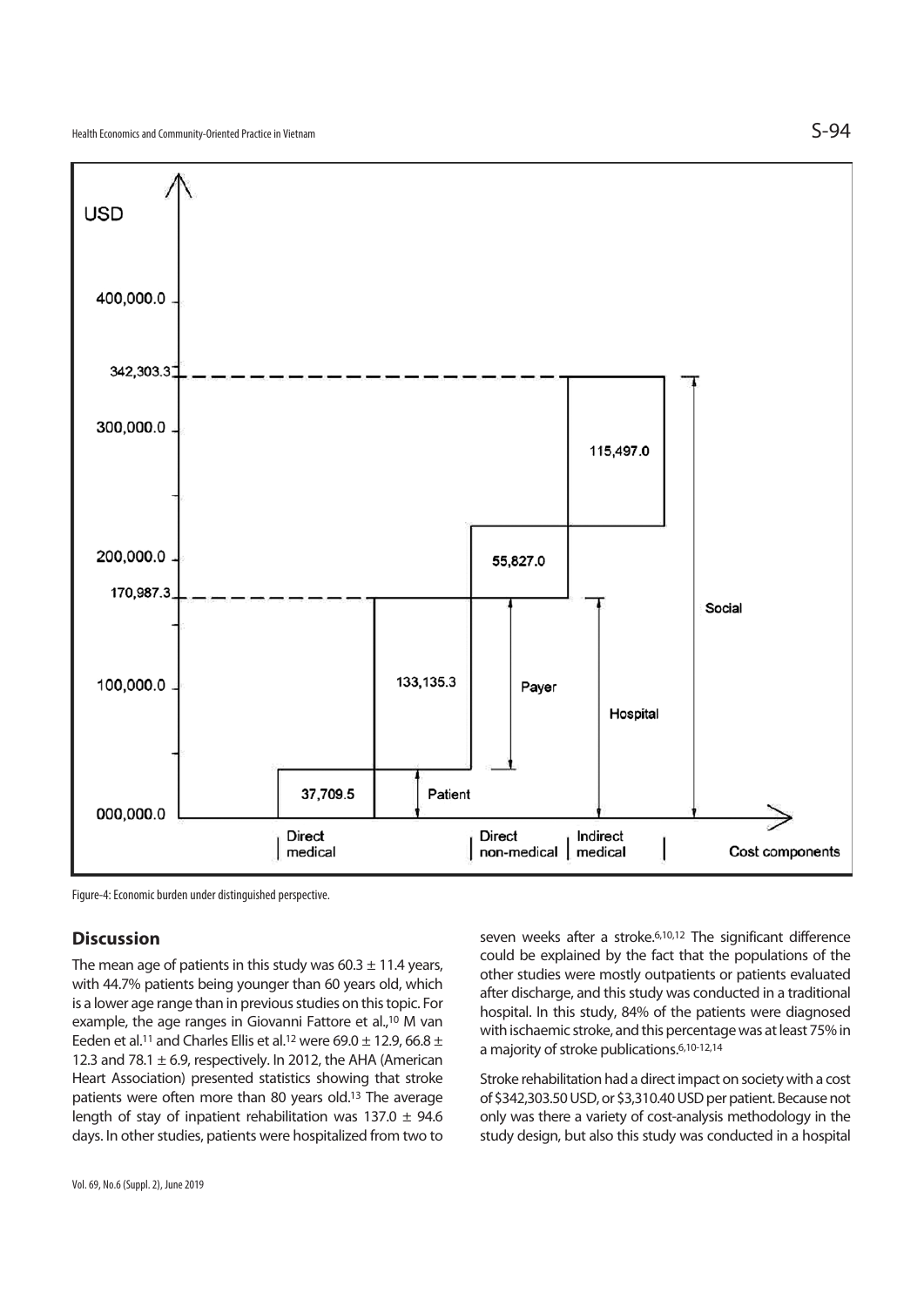Figure-4: Economic burden under distinguished perspective.

## Discussion

The mean age of patients in this study was 60.3 ± 11.4 years, with 44.7% patients being younger than 60 years old, which is a lower age range than in previous studies on this topic. For example, the age ranges in Giovanni Fattore et al.,[10] M van Eeden et al.[11] and Charles Ellis et al.[12] were 69.0 ± 12.9, 66.8 ± 12.3 and 78.1 ± 6.9, respectively. In 2012, the AHA (American Heart Association) presented statistics showing that stroke patients were often more than 80 years old.[13] The average length of stay of inpatient rehabilitation was 137.0 ± 94.6 days. In other studies, patients were hospitalized from two to seven weeks after a stroke.[6,10,12] The significant difference could be explained by the fact that the populations of the other studies were mostly outpatients or patients evaluated after discharge, and this study was conducted in a traditional hospital. In this study, 84% of the patients were diagnosed with ischaemic stroke, and this percentage was at least 75% in a majority of stroke publications.[6,10-12,14]

Stroke rehabilitation had a direct impact on society with a cost of \$342,303.50 USD, or \$3,310.40 USD per patient. Because not only was there a variety of cost-analysis methodology in the study design, but also this study was conducted in a hospital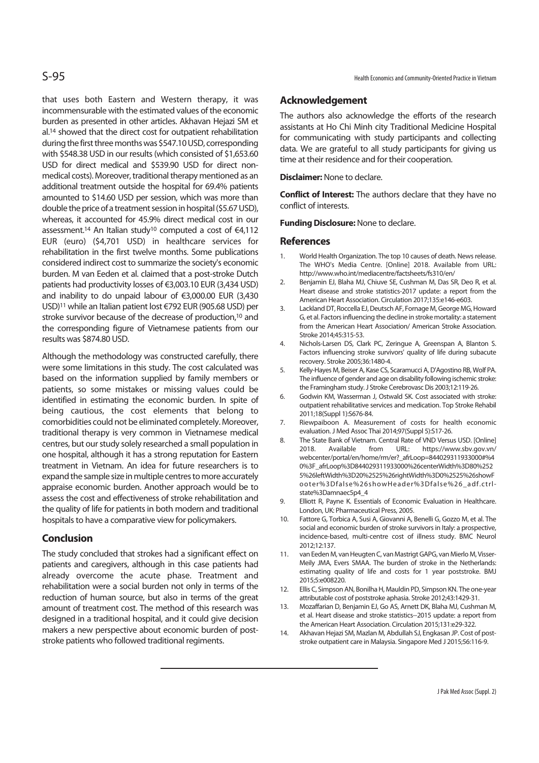that uses both Eastern and Western therapy, it was incommensurable with the estimated values of the economic burden as presented in other articles. Akhavan Hejazi SM et al.[14] showed that the direct cost for outpatient rehabilitation during the first three months was $547.10 USD, corresponding with $548.38 USD in our results (which consisted of $1,653.60 USD for direct medical and $539.90 USD for direct non-medical costs). Moreover, traditional therapy mentioned as an additional treatment outside the hospital for 69.4% patients amounted to $14.60 USD per session, which was more than double the price of a treatment session in hospital ($5.67 USD), whereas, it accounted for 45.9% direct medical cost in our assessment.[14] An Italian study[10] computed a cost of €4,112 EUR (euro) ($4,701 USD) in healthcare services for rehabilitation in the first twelve months. Some publications considered indirect cost to summarize the society's economic burden. M van Eeden et al. claimed that a post-stroke Dutch patients had productivity losses of €3,003.10 EUR (3,434 USD) and inability to do unpaid labour of €3,000.00 EUR (3,430 USD)[11] while an Italian patient lost €792 EUR (905.68 USD) per stroke survivor because of the decrease of production,[10] and the corresponding figure of Vietnamese patients from our results was $874.80 USD.

Although the methodology was constructed carefully, there were some limitations in this study. The cost calculated was based on the information supplied by family members or patients, so some mistakes or missing values could be identified in estimating the economic burden. In spite of being cautious, the cost elements that belong to comorbidities could not be eliminated completely. Moreover, traditional therapy is very common in Vietnamese medical centres, but our study solely researched a small population in one hospital, although it has a strong reputation for Eastern treatment in Vietnam. An idea for future researchers is to expand the sample size in multiple centres to more accurately appraise economic burden. Another approach would be to assess the cost and effectiveness of stroke rehabilitation and the quality of life for patients in both modern and traditional hospitals to have a comparative view for policymakers.

## Conclusion

The study concluded that strokes had a significant effect on patients and caregivers, although in this case patients had already overcome the acute phase. Treatment and rehabilitation were a social burden not only in terms of the reduction of human source, but also in terms of the great amount of treatment cost. The method of this research was designed in a traditional hospital, and it could give decision makers a new perspective about economic burden of post-stroke patients who followed traditional regiments.

## Acknowledgement

The authors also acknowledge the efforts of the research assistants at Ho Chi Minh city Traditional Medicine Hospital for communicating with study participants and collecting data. We are grateful to all study participants for giving us time at their residence and for their cooperation.

**Disclaimer:** None to declare.

**Conflict of Interest:** The authors declare that they have no conflict of interests.

**Funding Disclosure:** None to declare.

## References

1. World Health Organization. The top 10 causes of death. News release. The WHO's Media Centre. [Online] 2018. Available from URL: http://www.who.int/mediacentre/factsheets/fs310/en/
2. Benjamin EJ, Blaha MJ, Chiuve SE, Cushman M, Das SR, Deo R, et al. Heart disease and stroke statistics-2017 update: a report from the American Heart Association. Circulation 2017;135:e146-e603.
3. Lackland DT, Roccella EJ, Deutsch AF, Fornage M, George MG, Howard G, et al. Factors influencing the decline in stroke mortality: a statement from the American Heart Association/ American Stroke Association. Stroke 2014;45:315-53.
4. Nichols-Larsen DS, Clark PC, Zeringue A, Greenspan A, Blanton S. Factors influencing stroke survivors' quality of life during subacute recovery. Stroke 2005;36:1480-4.
5. Kelly-Hayes M, Beiser A, Kase CS, Scaramucci A, D'Agostino RB, Wolf PA. The influence of gender and age on disability following ischemic stroke: the Framingham study. J Stroke Cerebrovasc Dis 2003;12:119-26.
6. Godwin KM, Wasserman J, Ostwald SK. Cost associated with stroke: outpatient rehabilitative services and medication. Top Stroke Rehabil 2011;18(Suppl 1):S676-84.
7. Riewpaiboon A. Measurement of costs for health economic evaluation. J Med Assoc Thai 2014;97(Suppl 5):S17-26.
8. The State Bank of Vietnam. Central Rate of VND Versus USD. [Online] 2018. Available from URL: https://www.sbv.gov.vn/webcenter/portal/en/home/rm/er?_afrLoop=844029311933000#%40%3F_afrLoop%3D844029311933000%26centerWidth%3D80%2525%26leftWidth%3D20%2525%26rightWidth%3D0%2525%26showFooter%3Dfalse%26showHeader%3Dfalse%26_adf.ctrl-state%3Damnaec5p4_4
9. Elliott R, Payne K. Essentials of Economic Evaluation in Healthcare. London, UK: Pharmaceutical Press, 2005.
10. Fattore G, Torbica A, Susi A, Giovanni A, Benelli G, Gozzo M, et al. The social and economic burden of stroke survivors in Italy: a prospective, incidence-based, multi-centre cost of illness study. BMC Neurol 2012;12:137.
11. van Eeden M, van Heugten C, van Mastrigt GAPG, van Mierlo M, Visser-Meily JMA, Evers SMAA. The burden of stroke in the Netherlands: estimating quality of life and costs for 1 year poststroke. BMJ 2015;5:e008220.
12. Ellis C, Simpson AN, Bonilha H, Mauldin PD, Simpson KN. The one-year attributable cost of poststroke aphasia. Stroke 2012;43:1429-31.
13. Mozaffarian D, Benjamin EJ, Go AS, Arnett DK, Blaha MJ, Cushman M, et al. Heart disease and stroke statistics--2015 update: a report from the American Heart Association. Circulation 2015;131:e29-322.
14. Akhavan Hejazi SM, Mazlan M, Abdullah SJ, Engkasan JP. Cost of post-stroke outpatient care in Malaysia. Singapore Med J 2015;56:116-9.